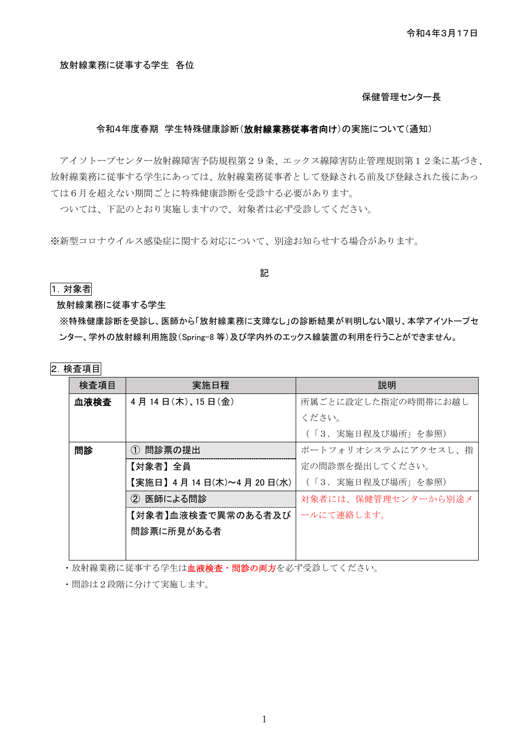令和4年3月17日

放射線業務に従事する学生 各位

保健管理センター長

## 令和4年度春期 学生特殊健康診断(**放射線業務従事者向け**)の実施について(通知)

アイソトープセンター放射線障害予防規程第２９条、エックス線障害防止管理規則第１２条に基づき、放射線業務に従事する学生にあっては、放射線業務従事者として登録される前及び登録された後にあっては６月を超えない期間ごとに特殊健康診断を受診する必要があります。

ついては、下記のとおり実施しますので、対象者は必ず受診してください。

※新型コロナウイルス感染症に関する対応について、別途お知らせする場合があります。

記

### 1. 対象者

放射線業務に従事する学生

**※特殊健康診断を受診し、医師から「放射線業務に支障なし」の診断結果が判明しない限り、本学アイソトープセンター、学外の放射線利用施設(Spring-8 等)及び学内外のエックス線装置の利用を行うことができません。**

### 2. 検査項目

| 検査項目 | 実施日程 | 説明 |
|---|---|---|
| **血液検査** | 4 月 14 日(木)、15 日(金) | 所属ごとに設定した指定の時間帯にお越しください。（「3．実施日程及び場所」を参照） |
| **問診** | ① 問診票の提出<br>【対象者】全員<br>【実施日】4 月 14 日(木)～4 月 20 日(水) | ポートフォリオシステムにアクセスし、指定の問診票を提出してください。（「3．実施日程及び場所」を参照） |
| | ② 医師による問診<br>【対象者】血液検査で異常のある者及び問診票に所見がある者 | 対象者には、保健管理センターから別途メールにて連絡します。 |

・放射線業務に従事する学生は**血液検査・問診の両方**を必ず受診してください。

・問診は２段階に分けて実施します。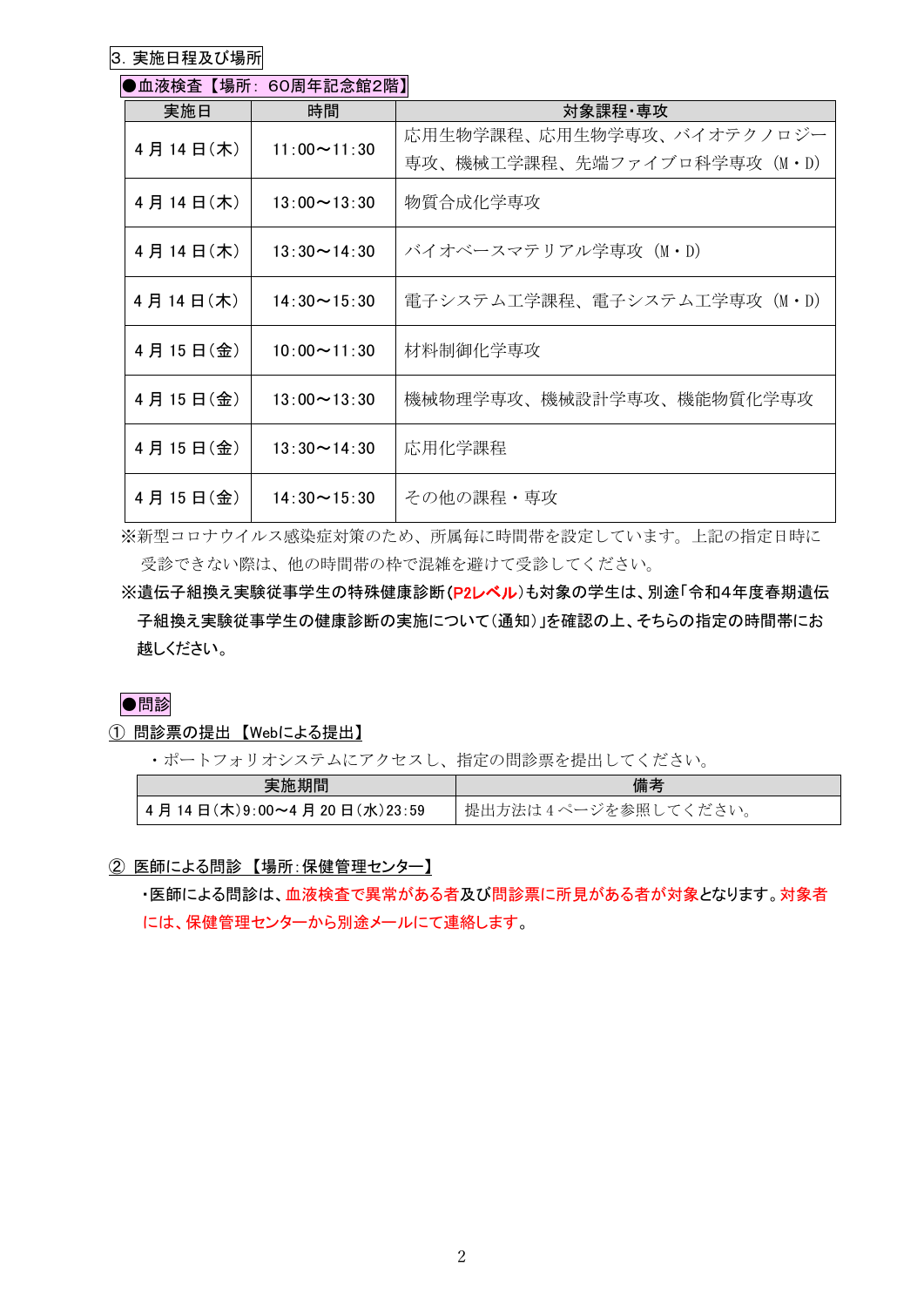## 3. 実施日程及び場所

### ●血液検査【場所： 60周年記念館2階】

| 実施日 | 時間 | 対象課程・専攻 |
|---|---|---|
| 4 月 14 日(木) | 11:00～11:30 | 応用生物学課程、応用生物学専攻、バイオテクノロジー専攻、機械工学課程、先端ファイブロ科学専攻（M・D） |
| 4 月 14 日(木) | 13:00～13:30 | 物質合成化学専攻 |
| 4 月 14 日(木) | 13:30～14:30 | バイオベースマテリアル学専攻（M・D） |
| 4 月 14 日(木) | 14:30～15:30 | 電子システム工学課程、電子システム工学専攻（M・D） |
| 4 月 15 日(金) | 10:00～11:30 | 材料制御化学専攻 |
| 4 月 15 日(金) | 13:00～13:30 | 機械物理学専攻、機械設計学専攻、機能物質化学専攻 |
| 4 月 15 日(金) | 13:30～14:30 | 応用化学課程 |
| 4 月 15 日(金) | 14:30～15:30 | その他の課程・専攻 |

※新型コロナウイルス感染症対策のため、所属毎に時間帯を設定しています。上記の指定日時に受診できない際は、他の時間帯の枠で混雑を避けて受診してください。

**※遺伝子組換え実験従事学生の特殊健康診断(P2レベル)も対象の学生は、別途「令和4年度春期遺伝子組換え実験従事学生の健康診断の実施について(通知)」を確認の上、そちらの指定の時間帯にお越しください。**

### ●問診

① 問診票の提出 【Webによる提出】

・ポートフォリオシステムにアクセスし、指定の問診票を提出してください。

| 実施期間 | 備考 |
|---|---|
| 4 月 14 日(木)9:00～4 月 20 日(水)23:59 | 提出方法は 4 ページを参照してください。 |

② 医師による問診 【場所：保健管理センター】

**・医師による問診は、血液検査で異常がある者及び問診票に所見がある者が対象となります。対象者には、保健管理センターから別途メールにて連絡します。**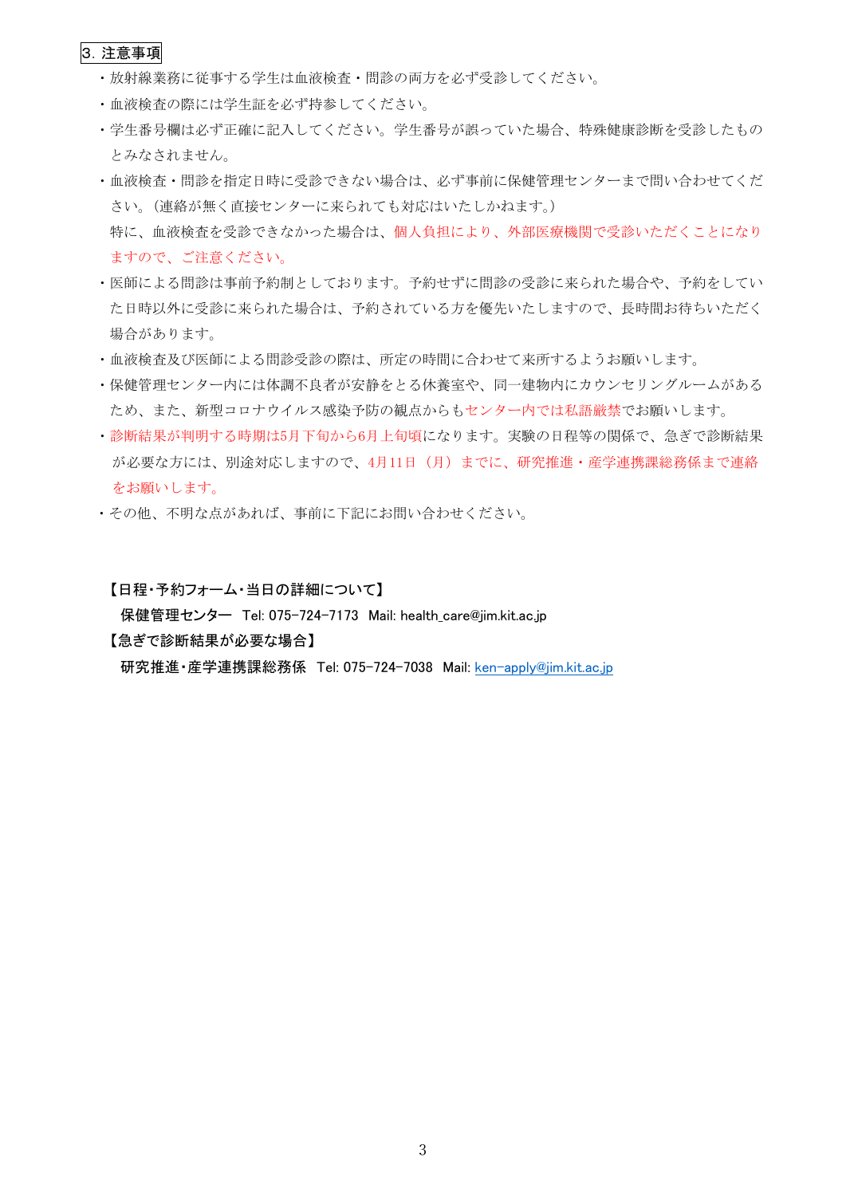## 3. 注意事項

- 放射線業務に従事する学生は血液検査・問診の両方を必ず受診してください。
- 血液検査の際には学生証を必ず持参してください。
- 学生番号欄は必ず正確に記入してください。学生番号が誤っていた場合、特殊健康診断を受診したものとみなされません。
- 血液検査・問診を指定日時に受診できない場合は、必ず事前に保健管理センターまで問い合わせてください。（連絡が無く直接センターに来られても対応はいたしかねます。）
  特に、血液検査を受診できなかった場合は、個人負担により、外部医療機関で受診いただくことになりますので、ご注意ください。
- 医師による問診は事前予約制としております。予約せずに問診の受診に来られた場合や、予約をしていた日時以外に受診に来られた場合は、予約されている方を優先いたしますので、長時間お待ちいただく場合があります。
- 血液検査及び医師による問診受診の際は、所定の時間に合わせて来所するようお願いします。
- 保健管理センター内には体調不良者が安静をとる休養室や、同一建物内にカウンセリングルームがあるため、また、新型コロナウイルス感染予防の観点からもセンター内では私語厳禁でお願いします。
- 診断結果が判明する時期は5月下旬から6月上旬頃になります。実験の日程等の関係で、急ぎで診断結果が必要な方には、別途対応しますので、4月11日（月）までに、研究推進・産学連携課総務係まで連絡をお願いします。
- その他、不明な点があれば、事前に下記にお問い合わせください。

**【日程・予約フォーム・当日の詳細について】**

保健管理センター　Tel: 075-724-7173　Mail: health_care@jim.kit.ac.jp

**【急ぎで診断結果が必要な場合】**

研究推進・産学連携課総務係　Tel: 075-724-7038　Mail: ken-apply@jim.kit.ac.jp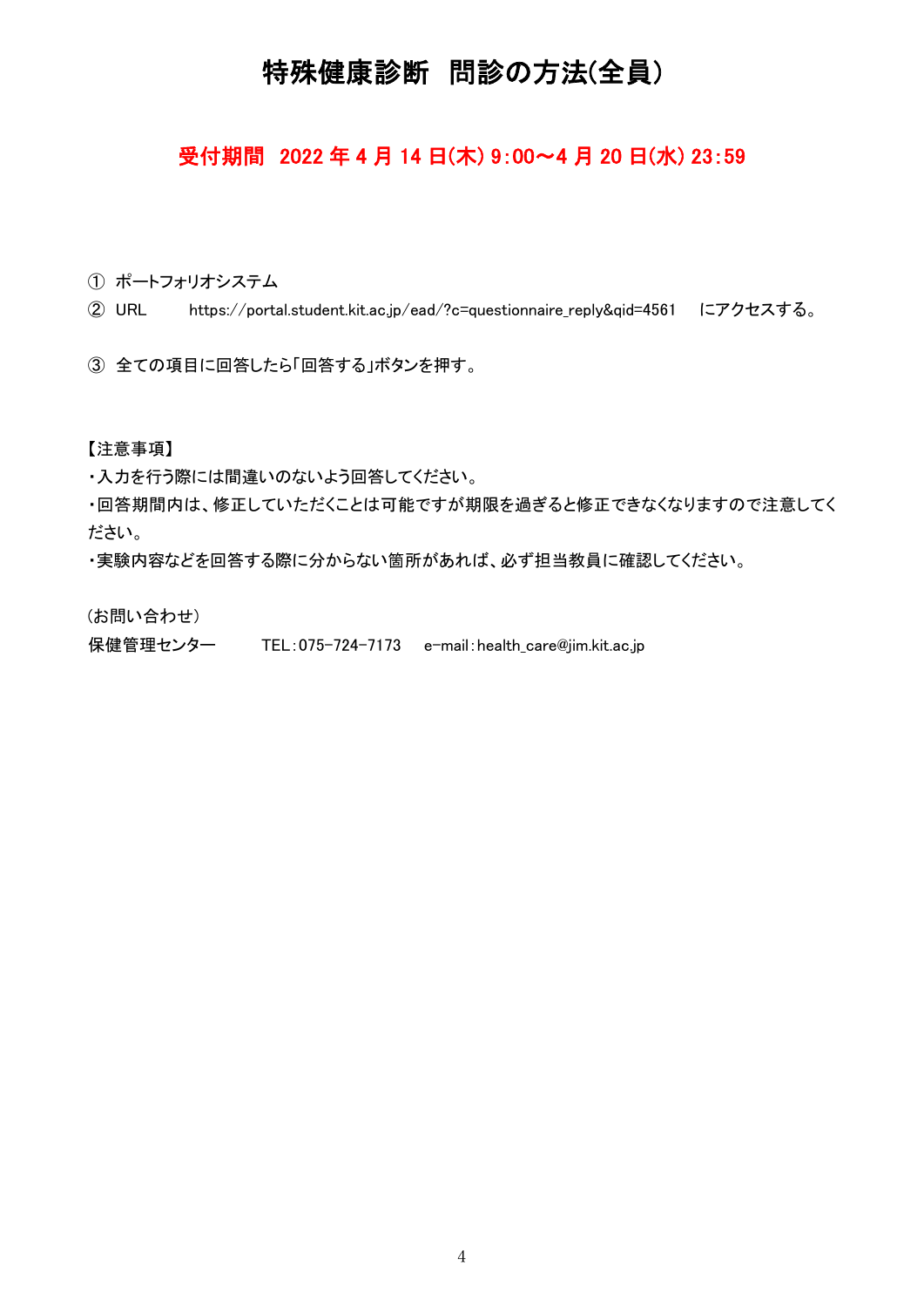# 特殊健康診断　問診の方法(全員)

**受付期間　2022 年 4 月 14 日(木) 9:00～4 月 20 日(水) 23:59**

① ポートフォリオシステム

② URL　　https://portal.student.kit.ac.jp/ead/?c=questionnaire_reply&qid=4561　にアクセスする。

③ 全ての項目に回答したら「回答する」ボタンを押す。

【注意事項】

・入力を行う際には間違いのないよう回答してください。

・回答期間内は、修正していただくことは可能ですが期限を過ぎると修正できなくなりますので注意してください。

・実験内容などを回答する際に分からない箇所があれば、必ず担当教員に確認してください。

(お問い合わせ)

保健管理センター　　TEL：075-724-7173　e-mail：health_care@jim.kit.ac.jp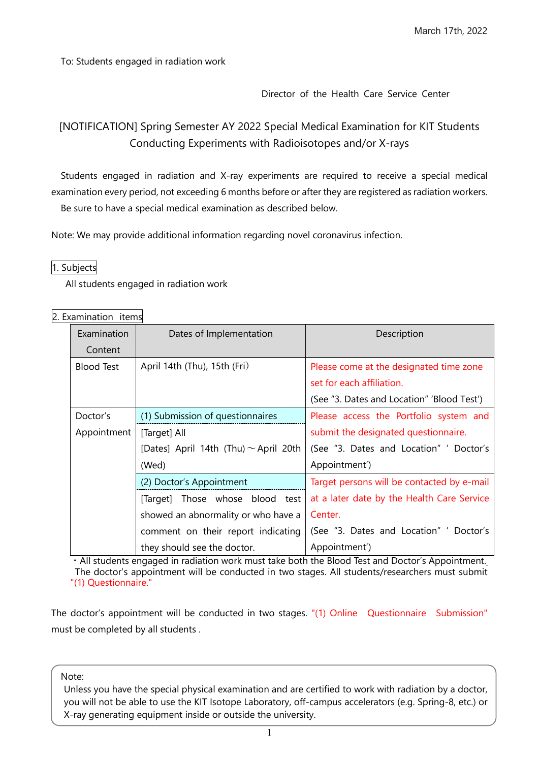March 17th, 2022

To: Students engaged in radiation work

Director of the Health Care Service Center

# [NOTIFICATION] Spring Semester AY 2022 Special Medical Examination for KIT Students Conducting Experiments with Radioisotopes and/or X-rays

Students engaged in radiation and X-ray experiments are required to receive a special medical examination every period, not exceeding 6 months before or after they are registered as radiation workers.

Be sure to have a special medical examination as described below.

Note: We may provide additional information regarding novel coronavirus infection.

## 1. Subjects

All students engaged in radiation work

## 2. Examination items

| Examination Content | Dates of Implementation | Description |
|---|---|---|
| Blood Test | April 14th (Thu), 15th (Fri) | Please come at the designated time zone set for each affiliation. (See "3. Dates and Location" 'Blood Test') |
| Doctor's Appointment | (1) Submission of questionnaires<br>[Target] All<br>[Dates] April 14th (Thu)～April 20th (Wed) | Please access the Portfolio system and submit the designated questionnaire. (See "3. Dates and Location" ' Doctor's Appointment') |
| | (2) Doctor's Appointment<br>[Target] Those whose blood test showed an abnormality or who have a comment on their report indicating they should see the doctor. | Target persons will be contacted by e-mail at a later date by the Health Care Service Center. (See "3. Dates and Location" ' Doctor's Appointment') |

・All students engaged in radiation work must take both the Blood Test and Doctor's Appointment. The doctor's appointment will be conducted in two stages. All students/researchers must submit "(1) Questionnaire."

The doctor's appointment will be conducted in two stages. "(1) Online Questionnaire Submission" must be completed by all students .

> Note:
> Unless you have the special physical examination and are certified to work with radiation by a doctor, you will not be able to use the KIT Isotope Laboratory, off-campus accelerators (e.g. Spring-8, etc.) or X-ray generating equipment inside or outside the university.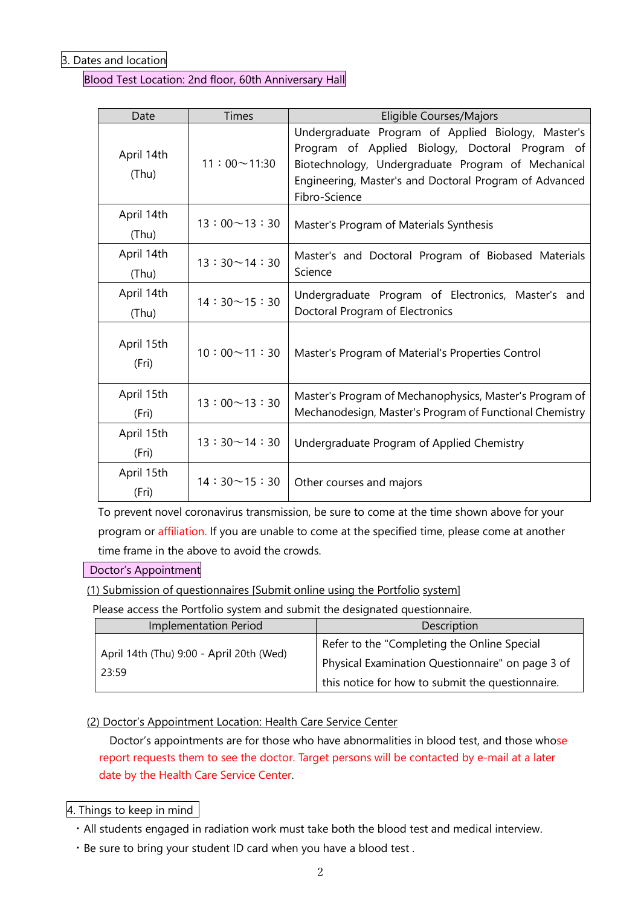## 3. Dates and location

### Blood Test Location: 2nd floor, 60th Anniversary Hall

| Date | Times | Eligible Courses/Majors |
|---|---|---|
| April 14th (Thu) | 11：00～11:30 | Undergraduate Program of Applied Biology, Master's Program of Applied Biology, Doctoral Program of Biotechnology, Undergraduate Program of Mechanical Engineering, Master's and Doctoral Program of Advanced Fibro-Science |
| April 14th (Thu) | 13：00～13：30 | Master's Program of Materials Synthesis |
| April 14th (Thu) | 13：30～14：30 | Master's and Doctoral Program of Biobased Materials Science |
| April 14th (Thu) | 14：30～15：30 | Undergraduate Program of Electronics, Master's and Doctoral Program of Electronics |
| April 15th (Fri) | 10：00～11：30 | Master's Program of Material's Properties Control |
| April 15th (Fri) | 13：00～13：30 | Master's Program of Mechanophysics, Master's Program of Mechanodesign, Master's Program of Functional Chemistry |
| April 15th (Fri) | 13：30～14：30 | Undergraduate Program of Applied Chemistry |
| April 15th (Fri) | 14：30～15：30 | Other courses and majors |

To prevent novel coronavirus transmission, be sure to come at the time shown above for your program or affiliation. If you are unable to come at the specified time, please come at another time frame in the above to avoid the crowds.

### Doctor's Appointment

(1) Submission of questionnaires [Submit online using the Portfolio system]

Please access the Portfolio system and submit the designated questionnaire.

| Implementation Period | Description |
|---|---|
| April 14th (Thu) 9:00 - April 20th (Wed) 23:59 | Refer to the "Completing the Online Special Physical Examination Questionnaire" on page 3 of this notice for how to submit the questionnaire. |

(2) Doctor's Appointment Location: Health Care Service Center

Doctor's appointments are for those who have abnormalities in blood test, and those whose report requests them to see the doctor. Target persons will be contacted by e-mail at a later date by the Health Care Service Center.

## 4. Things to keep in mind

・All students engaged in radiation work must take both the blood test and medical interview.

・Be sure to bring your student ID card when you have a blood test .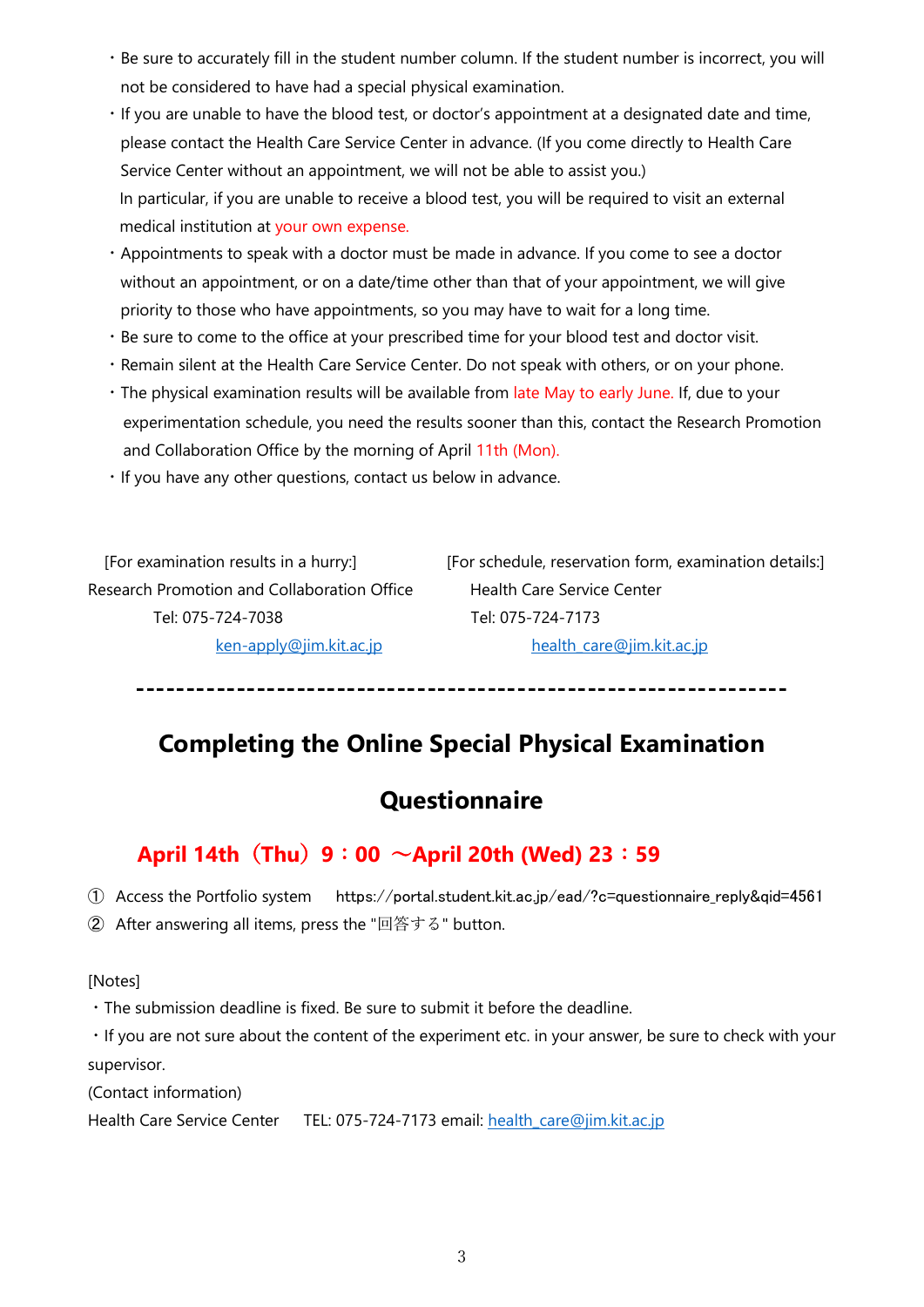- Be sure to accurately fill in the student number column. If the student number is incorrect, you will not be considered to have had a special physical examination.
- If you are unable to have the blood test, or doctor's appointment at a designated date and time, please contact the Health Care Service Center in advance. (If you come directly to Health Care Service Center without an appointment, we will not be able to assist you.)
  In particular, if you are unable to receive a blood test, you will be required to visit an external medical institution at your own expense.
- Appointments to speak with a doctor must be made in advance. If you come to see a doctor without an appointment, or on a date/time other than that of your appointment, we will give priority to those who have appointments, so you may have to wait for a long time.
- Be sure to come to the office at your prescribed time for your blood test and doctor visit.
- Remain silent at the Health Care Service Center. Do not speak with others, or on your phone.
- The physical examination results will be available from late May to early June. If, due to your experimentation schedule, you need the results sooner than this, contact the Research Promotion and Collaboration Office by the morning of April 11th (Mon).
- If you have any other questions, contact us below in advance.

[For examination results in a hurry:]
Research Promotion and Collaboration Office
Tel: 075-724-7038
ken-apply@jim.kit.ac.jp

[For schedule, reservation form, examination details:]
Health Care Service Center
Tel: 075-724-7173
health_care@jim.kit.ac.jp

---

# Completing the Online Special Physical Examination Questionnaire

## April 14th（Thu）9：00 ～April 20th (Wed) 23：59

① Access the Portfolio system https://portal.student.kit.ac.jp/ead/?c=questionnaire_reply&qid=4561

② After answering all items, press the "回答する" button.

[Notes]

- The submission deadline is fixed. Be sure to submit it before the deadline.
- If you are not sure about the content of the experiment etc. in your answer, be sure to check with your supervisor.

(Contact information)

Health Care Service Center TEL: 075-724-7173 email: health_care@jim.kit.ac.jp